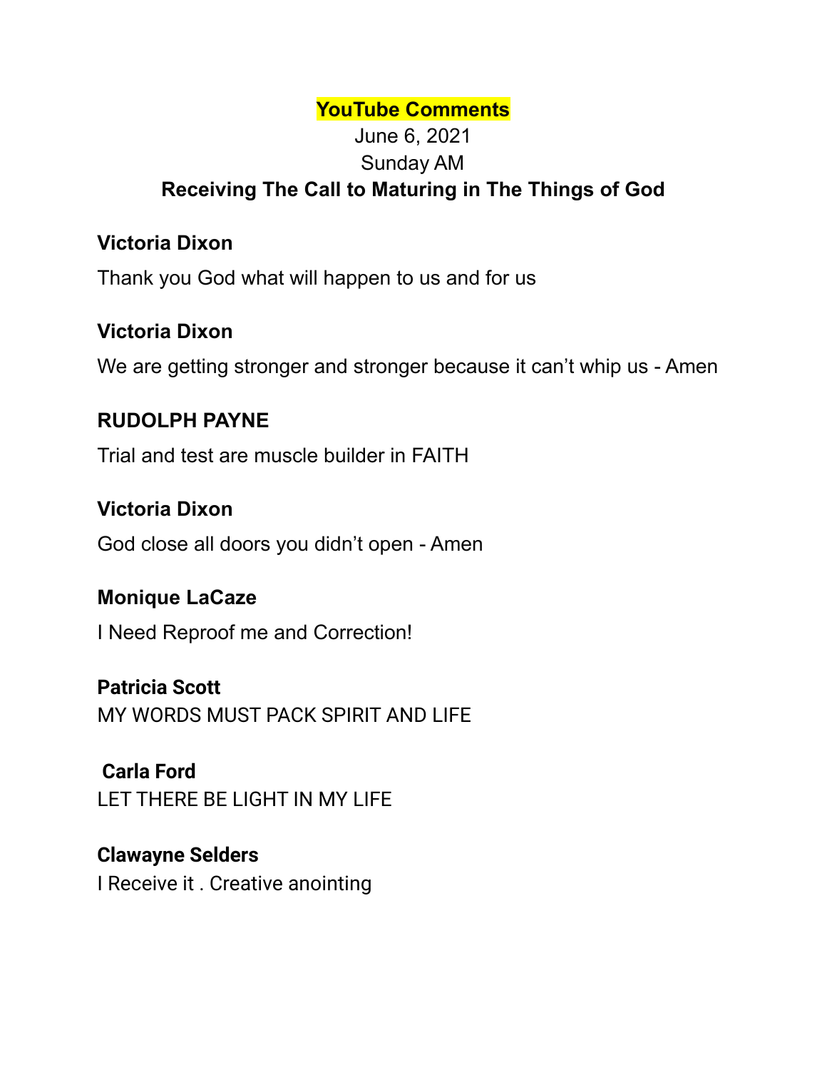**YouTube Comments**

June 6, 2021

Sunday AM

**Receiving The Call to Maturing in The Things of God**

**Victoria Dixon**

Thank you God what will happen to us and for us

**Victoria Dixon**

We are getting stronger and stronger because it can't whip us - Amen

**RUDOLPH PAYNE**

Trial and test are muscle builder in FAITH

**Victoria Dixon**

God close all doors you didn't open - Amen

**Monique LaCaze**

I Need Reproof me and Correction!

**Patricia Scott**

MY WORDS MUST PACK SPIRIT AND LIFE

**Carla Ford**

LET THERE BE LIGHT IN MY LIFE

**Clawayne Selders**

I Receive it . Creative anointing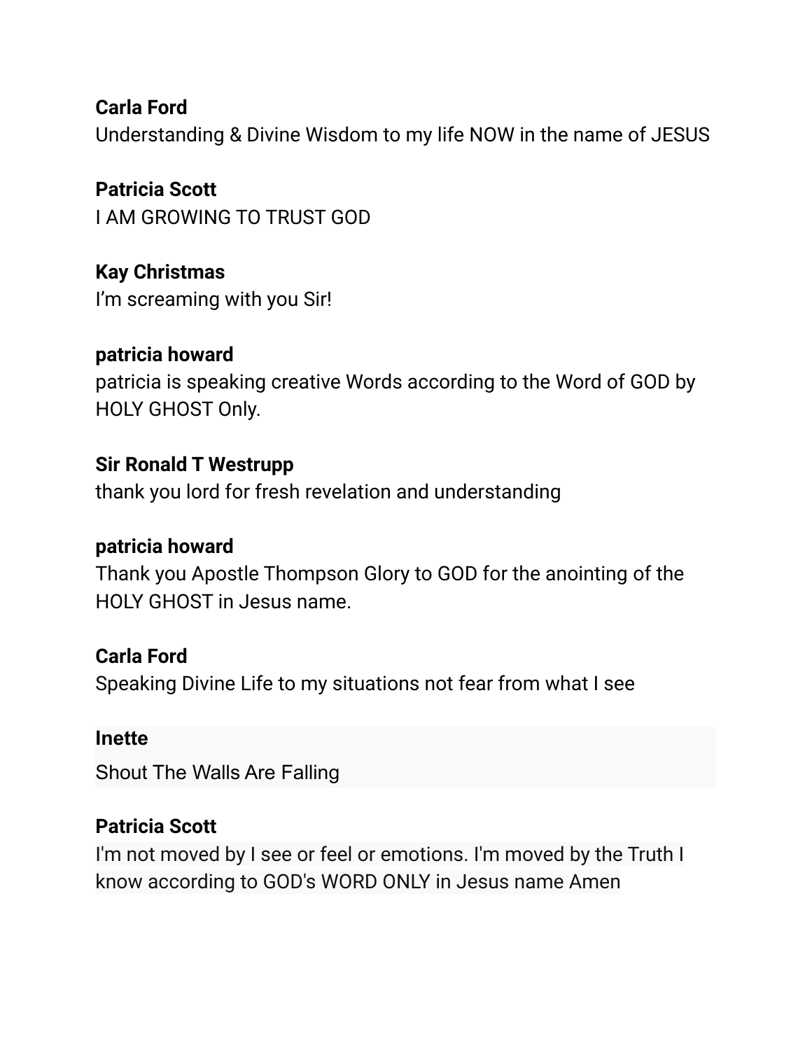**Carla Ford**
Understanding & Divine Wisdom to my life NOW in the name of JESUS

**Patricia Scott**
I AM GROWING TO TRUST GOD

**Kay Christmas**
I'm screaming with you Sir!

**patricia howard**
patricia is speaking creative Words according to the Word of GOD by HOLY GHOST Only.

**Sir Ronald T Westrupp**
thank you lord for fresh revelation and understanding

**patricia howard**
Thank you Apostle Thompson Glory to GOD for the anointing of the HOLY GHOST in Jesus name.

**Carla Ford**
Speaking Divine Life to my situations not fear from what I see

**Inette**
Shout The Walls Are Falling

**Patricia Scott**
I'm not moved by I see or feel or emotions. I'm moved by the Truth I know according to GOD's WORD ONLY in Jesus name Amen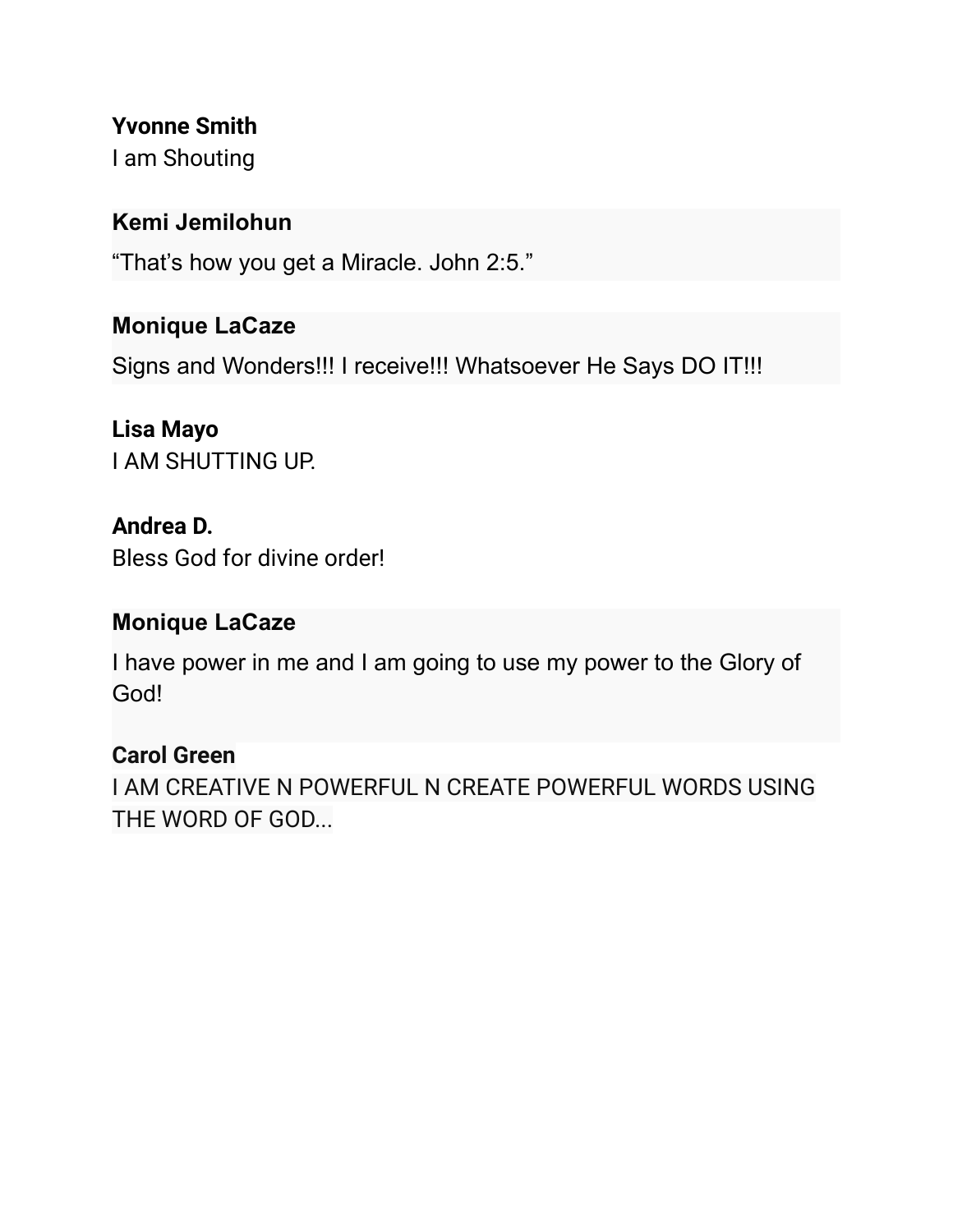**Yvonne Smith**
I am Shouting

**Kemi Jemilohun**
“That’s how you get a Miracle. John 2:5.”

**Monique LaCaze**
Signs and Wonders!!! I receive!!! Whatsoever He Says DO IT!!!

**Lisa Mayo**
I AM SHUTTING UP.

**Andrea D.**
Bless God for divine order!

**Monique LaCaze**
I have power in me and I am going to use my power to the Glory of God!

**Carol Green**
I AM CREATIVE N POWERFUL N CREATE POWERFUL WORDS USING THE WORD OF GOD...